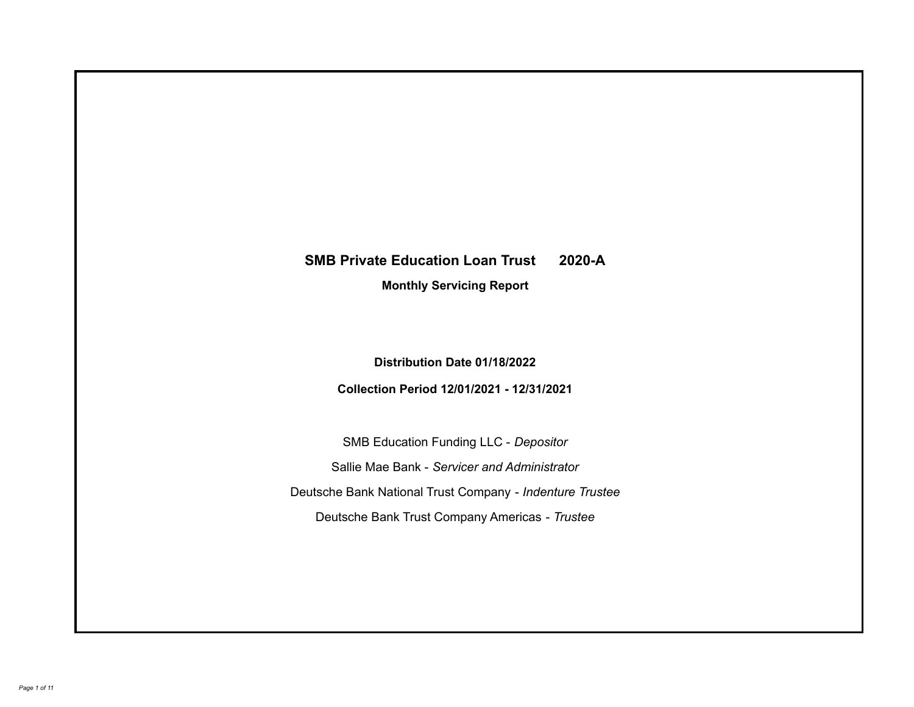# SMB Private Education Loan Trust 2020-A

## Monthly Servicing Report

**Distribution Date 01/18/2022**

**Collection Period 12/01/2021 - 12/31/2021**

SMB Education Funding LLC - *Depositor*

Sallie Mae Bank - *Servicer and Administrator*

Deutsche Bank National Trust Company - *Indenture Trustee*

Deutsche Bank Trust Company Americas - *Trustee*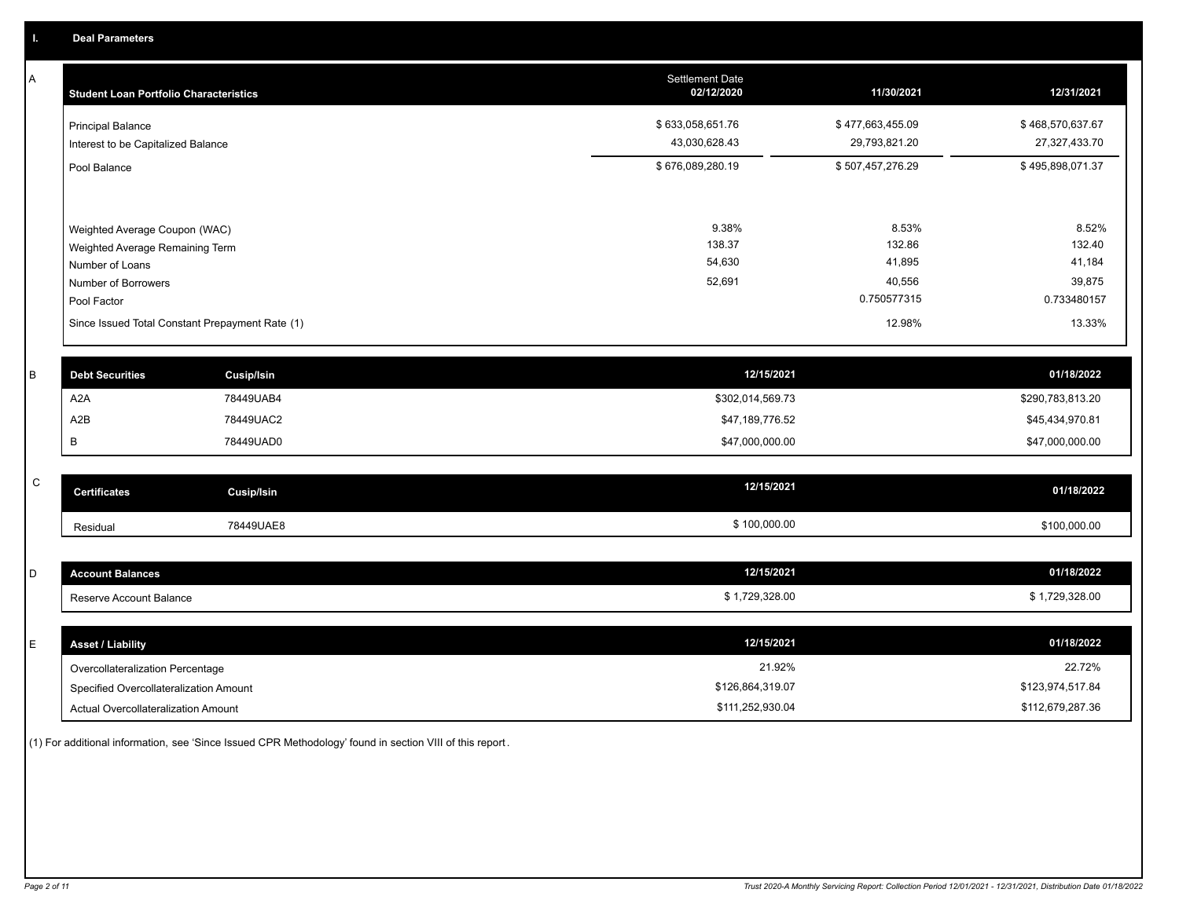## I. Deal Parameters

### A

| Student Loan Portfolio Characteristics | Settlement Date 02/12/2020 | 11/30/2021 | 12/31/2021 |
|---|---|---|---|
| Principal Balance | $ 633,058,651.76 | $ 477,663,455.09 | $ 468,570,637.67 |
| Interest to be Capitalized Balance | 43,030,628.43 | 29,793,821.20 | 27,327,433.70 |
| Pool Balance | $ 676,089,280.19 | $ 507,457,276.29 | $ 495,898,071.37 |
| | | | |
| Weighted Average Coupon (WAC) | 9.38% | 8.53% | 8.52% |
| Weighted Average Remaining Term | 138.37 | 132.86 | 132.40 |
| Number of Loans | 54,630 | 41,895 | 41,184 |
| Number of Borrowers | 52,691 | 40,556 | 39,875 |
| Pool Factor | | 0.750577315 | 0.733480157 |
| Since Issued Total Constant Prepayment Rate (1) | | 12.98% | 13.33% |

### B

| Debt Securities | Cusip/Isin | 12/15/2021 | 01/18/2022 |
|---|---|---|---|
| A2A | 78449UAB4 | $302,014,569.73 | $290,783,813.20 |
| A2B | 78449UAC2 | $47,189,776.52 | $45,434,970.81 |
| B | 78449UAD0 | $47,000,000.00 | $47,000,000.00 |

### C

| Certificates | Cusip/Isin | 12/15/2021 | 01/18/2022 |
|---|---|---|---|
| Residual | 78449UAE8 | $ 100,000.00 | $100,000.00 |

### D

| Account Balances | 12/15/2021 | 01/18/2022 |
|---|---|---|
| Reserve Account Balance | $ 1,729,328.00 | $ 1,729,328.00 |

### E

| Asset / Liability | 12/15/2021 | 01/18/2022 |
|---|---|---|
| Overcollateralization Percentage | 21.92% | 22.72% |
| Specified Overcollateralization Amount | $126,864,319.07 | $123,974,517.84 |
| Actual Overcollateralization Amount | $111,252,930.04 | $112,679,287.36 |

(1) For additional information, see 'Since Issued CPR Methodology' found in section VIII of this report.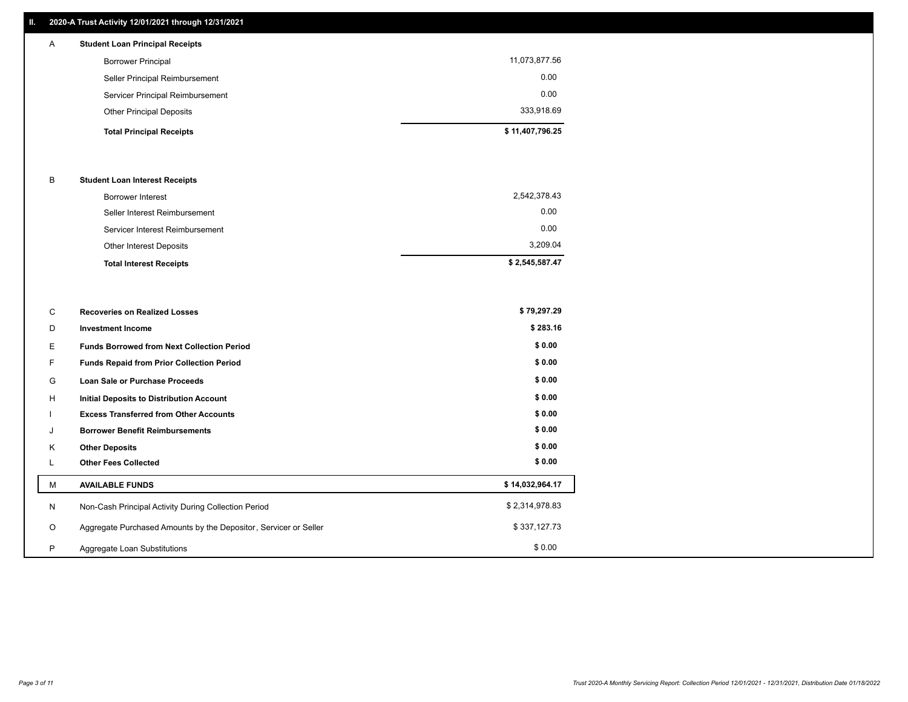## II. 2020-A Trust Activity 12/01/2021 through 12/31/2021

| | | |
|---|---|---|
| A | **Student Loan Principal Receipts** | |
| | Borrower Principal | 11,073,877.56 |
| | Seller Principal Reimbursement | 0.00 |
| | Servicer Principal Reimbursement | 0.00 |
| | Other Principal Deposits | 333,918.69 |
| | **Total Principal Receipts** | **$ 11,407,796.25** |
| B | **Student Loan Interest Receipts** | |
| | Borrower Interest | 2,542,378.43 |
| | Seller Interest Reimbursement | 0.00 |
| | Servicer Interest Reimbursement | 0.00 |
| | Other Interest Deposits | 3,209.04 |
| | **Total Interest Receipts** | **$ 2,545,587.47** |
| C | **Recoveries on Realized Losses** | **$ 79,297.29** |
| D | **Investment Income** | **$ 283.16** |
| E | **Funds Borrowed from Next Collection Period** | **$ 0.00** |
| F | **Funds Repaid from Prior Collection Period** | **$ 0.00** |
| G | **Loan Sale or Purchase Proceeds** | **$ 0.00** |
| H | **Initial Deposits to Distribution Account** | **$ 0.00** |
| I | **Excess Transferred from Other Accounts** | **$ 0.00** |
| J | **Borrower Benefit Reimbursements** | **$ 0.00** |
| K | **Other Deposits** | **$ 0.00** |
| L | **Other Fees Collected** | **$ 0.00** |
| M | **AVAILABLE FUNDS** | **$ 14,032,964.17** |
| N | Non-Cash Principal Activity During Collection Period | $ 2,314,978.83 |
| O | Aggregate Purchased Amounts by the Depositor, Servicer or Seller | $ 337,127.73 |
| P | Aggregate Loan Substitutions | $ 0.00 |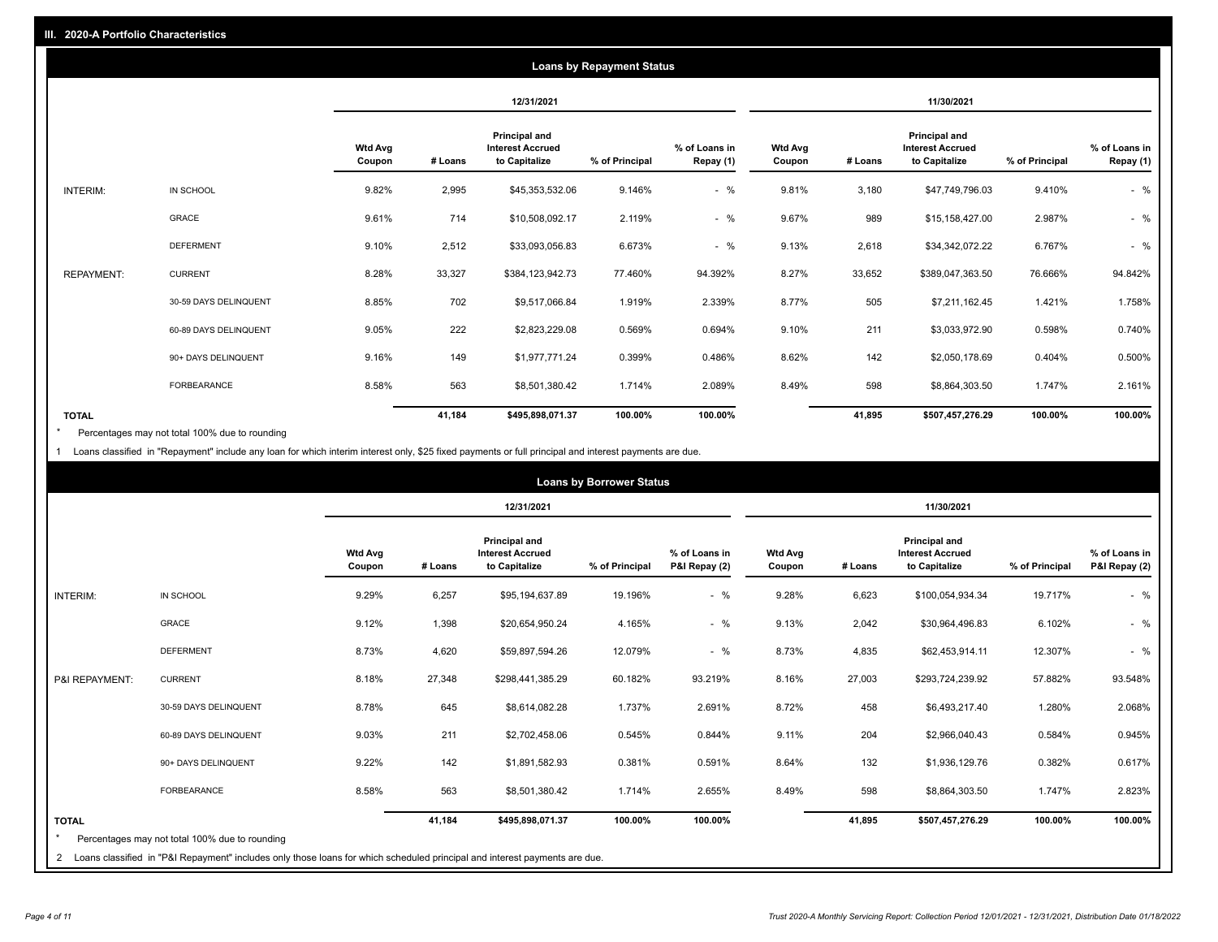## III. 2020-A Portfolio Characteristics

### Loans by Repayment Status

| | | 12/31/2021 | | | | | 11/30/2021 | | | | |
|---|---|---|---|---|---|---|---|---|---|---|---|
| | | Wtd Avg Coupon | # Loans | Principal and Interest Accrued to Capitalize | % of Principal | % of Loans in Repay (1) | Wtd Avg Coupon | # Loans | Principal and Interest Accrued to Capitalize | % of Principal | % of Loans in Repay (1) |
| INTERIM: | IN SCHOOL | 9.82% | 2,995 | $45,353,532.06 | 9.146% | - % | 9.81% | 3,180 | $47,749,796.03 | 9.410% | - % |
| | GRACE | 9.61% | 714 | $10,508,092.17 | 2.119% | - % | 9.67% | 989 | $15,158,427.00 | 2.987% | - % |
| | DEFERMENT | 9.10% | 2,512 | $33,093,056.83 | 6.673% | - % | 9.13% | 2,618 | $34,342,072.22 | 6.767% | - % |
| REPAYMENT: | CURRENT | 8.28% | 33,327 | $384,123,942.73 | 77.460% | 94.392% | 8.27% | 33,652 | $389,047,363.50 | 76.666% | 94.842% |
| | 30-59 DAYS DELINQUENT | 8.85% | 702 | $9,517,066.84 | 1.919% | 2.339% | 8.77% | 505 | $7,211,162.45 | 1.421% | 1.758% |
| | 60-89 DAYS DELINQUENT | 9.05% | 222 | $2,823,229.08 | 0.569% | 0.694% | 9.10% | 211 | $3,033,972.90 | 0.598% | 0.740% |
| | 90+ DAYS DELINQUENT | 9.16% | 149 | $1,977,771.24 | 0.399% | 0.486% | 8.62% | 142 | $2,050,178.69 | 0.404% | 0.500% |
| | FORBEARANCE | 8.58% | 563 | $8,501,380.42 | 1.714% | 2.089% | 8.49% | 598 | $8,864,303.50 | 1.747% | 2.161% |
| TOTAL | | | 41,184 | $495,898,071.37 | 100.00% | 100.00% | | 41,895 | $507,457,276.29 | 100.00% | 100.00% |

* Percentages may not total 100% due to rounding

1 Loans classified in "Repayment" include any loan for which interim interest only, $25 fixed payments or full principal and interest payments are due.

### Loans by Borrower Status

| | | 12/31/2021 | | | | | 11/30/2021 | | | | |
|---|---|---|---|---|---|---|---|---|---|---|---|
| | | Wtd Avg Coupon | # Loans | Principal and Interest Accrued to Capitalize | % of Principal | % of Loans in P&I Repay (2) | Wtd Avg Coupon | # Loans | Principal and Interest Accrued to Capitalize | % of Principal | % of Loans in P&I Repay (2) |
| INTERIM: | IN SCHOOL | 9.29% | 6,257 | $95,194,637.89 | 19.196% | - % | 9.28% | 6,623 | $100,054,934.34 | 19.717% | - % |
| | GRACE | 9.12% | 1,398 | $20,654,950.24 | 4.165% | - % | 9.13% | 2,042 | $30,964,496.83 | 6.102% | - % |
| | DEFERMENT | 8.73% | 4,620 | $59,897,594.26 | 12.079% | - % | 8.73% | 4,835 | $62,453,914.11 | 12.307% | - % |
| P&I REPAYMENT: | CURRENT | 8.18% | 27,348 | $298,441,385.29 | 60.182% | 93.219% | 8.16% | 27,003 | $293,724,239.92 | 57.882% | 93.548% |
| | 30-59 DAYS DELINQUENT | 8.78% | 645 | $8,614,082.28 | 1.737% | 2.691% | 8.72% | 458 | $6,493,217.40 | 1.280% | 2.068% |
| | 60-89 DAYS DELINQUENT | 9.03% | 211 | $2,702,458.06 | 0.545% | 0.844% | 9.11% | 204 | $2,966,040.43 | 0.584% | 0.945% |
| | 90+ DAYS DELINQUENT | 9.22% | 142 | $1,891,582.93 | 0.381% | 0.591% | 8.64% | 132 | $1,936,129.76 | 0.382% | 0.617% |
| | FORBEARANCE | 8.58% | 563 | $8,501,380.42 | 1.714% | 2.655% | 8.49% | 598 | $8,864,303.50 | 1.747% | 2.823% |
| TOTAL | | | 41,184 | $495,898,071.37 | 100.00% | 100.00% | | 41,895 | $507,457,276.29 | 100.00% | 100.00% |

* Percentages may not total 100% due to rounding

2 Loans classified in "P&I Repayment" includes only those loans for which scheduled principal and interest payments are due.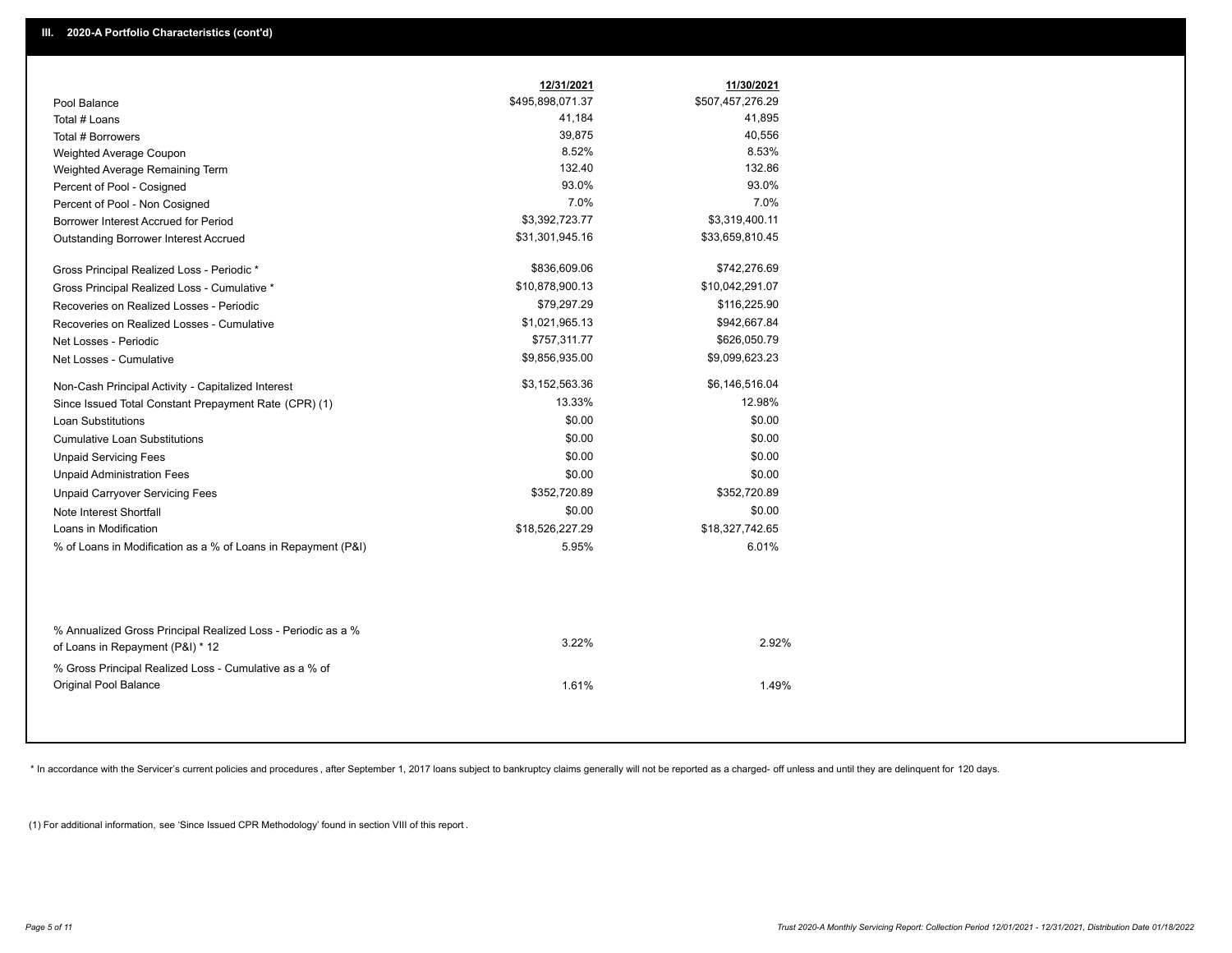## III. 2020-A Portfolio Characteristics (cont'd)

| | 12/31/2021 | 11/30/2021 |
|---|---|---|
| Pool Balance | $495,898,071.37 | $507,457,276.29 |
| Total # Loans | 41,184 | 41,895 |
| Total # Borrowers | 39,875 | 40,556 |
| Weighted Average Coupon | 8.52% | 8.53% |
| Weighted Average Remaining Term | 132.40 | 132.86 |
| Percent of Pool - Cosigned | 93.0% | 93.0% |
| Percent of Pool - Non Cosigned | 7.0% | 7.0% |
| Borrower Interest Accrued for Period | $3,392,723.77 | $3,319,400.11 |
| Outstanding Borrower Interest Accrued | $31,301,945.16 | $33,659,810.45 |
| Gross Principal Realized Loss - Periodic * | $836,609.06 | $742,276.69 |
| Gross Principal Realized Loss - Cumulative * | $10,878,900.13 | $10,042,291.07 |
| Recoveries on Realized Losses - Periodic | $79,297.29 | $116,225.90 |
| Recoveries on Realized Losses - Cumulative | $1,021,965.13 | $942,667.84 |
| Net Losses - Periodic | $757,311.77 | $626,050.79 |
| Net Losses - Cumulative | $9,856,935.00 | $9,099,623.23 |
| Non-Cash Principal Activity - Capitalized Interest | $3,152,563.36 | $6,146,516.04 |
| Since Issued Total Constant Prepayment Rate (CPR) (1) | 13.33% | 12.98% |
| Loan Substitutions | $0.00 | $0.00 |
| Cumulative Loan Substitutions | $0.00 | $0.00 |
| Unpaid Servicing Fees | $0.00 | $0.00 |
| Unpaid Administration Fees | $0.00 | $0.00 |
| Unpaid Carryover Servicing Fees | $352,720.89 | $352,720.89 |
| Note Interest Shortfall | $0.00 | $0.00 |
| Loans in Modification | $18,526,227.29 | $18,327,742.65 |
| % of Loans in Modification as a % of Loans in Repayment (P&I) | 5.95% | 6.01% |
| % Annualized Gross Principal Realized Loss - Periodic as a % of Loans in Repayment (P&I) * 12 | 3.22% | 2.92% |
| % Gross Principal Realized Loss - Cumulative as a % of Original Pool Balance | 1.61% | 1.49% |

* In accordance with the Servicer's current policies and procedures , after September 1, 2017 loans subject to bankruptcy claims generally will not be reported as a charged- off unless and until they are delinquent for 120 days.

(1) For additional information, see 'Since Issued CPR Methodology' found in section VIII of this report .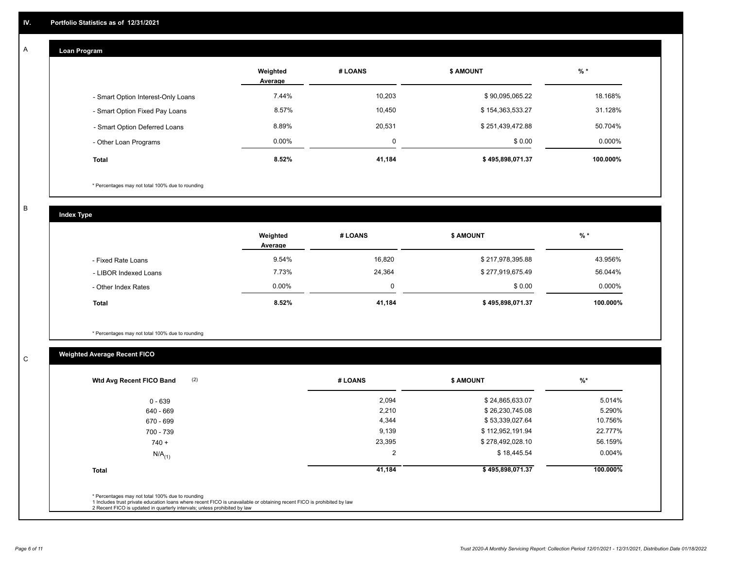## IV. Portfolio Statistics as of 12/31/2021

### A

#### Loan Program

| | Weighted Average | # LOANS | $ AMOUNT | % * |
|---|---|---|---|---|
| - Smart Option Interest-Only Loans | 7.44% | 10,203 | $ 90,095,065.22 | 18.168% |
| - Smart Option Fixed Pay Loans | 8.57% | 10,450 | $ 154,363,533.27 | 31.128% |
| - Smart Option Deferred Loans | 8.89% | 20,531 | $ 251,439,472.88 | 50.704% |
| - Other Loan Programs | 0.00% | 0 | $ 0.00 | 0.000% |
| **Total** | **8.52%** | **41,184** | **$ 495,898,071.37** | **100.000%** |

* Percentages may not total 100% due to rounding

### B

#### Index Type

| | Weighted Average | # LOANS | $ AMOUNT | % * |
|---|---|---|---|---|
| - Fixed Rate Loans | 9.54% | 16,820 | $ 217,978,395.88 | 43.956% |
| - LIBOR Indexed Loans | 7.73% | 24,364 | $ 277,919,675.49 | 56.044% |
| - Other Index Rates | 0.00% | 0 | $ 0.00 | 0.000% |
| **Total** | **8.52%** | **41,184** | **$ 495,898,071.37** | **100.000%** |

* Percentages may not total 100% due to rounding

### C

#### Weighted Average Recent FICO

| Wtd Avg Recent FICO Band (2) | # LOANS | $ AMOUNT | %* |
|---|---|---|---|
| 0 - 639 | 2,094 | $ 24,865,633.07 | 5.014% |
| 640 - 669 | 2,210 | $ 26,230,745.08 | 5.290% |
| 670 - 699 | 4,344 | $ 53,339,027.64 | 10.756% |
| 700 - 739 | 9,139 | $ 112,952,191.94 | 22.777% |
| 740 + | 23,395 | $ 278,492,028.10 | 56.159% |
| N/A (1) | 2 | $ 18,445.54 | 0.004% |
| **Total** | **41,184** | **$ 495,898,071.37** | **100.000%** |

* Percentages may not total 100% due to rounding
1 Includes trust private education loans where recent FICO is unavailable or obtaining recent FICO is prohibited by law
2 Recent FICO is updated in quarterly intervals; unless prohibited by law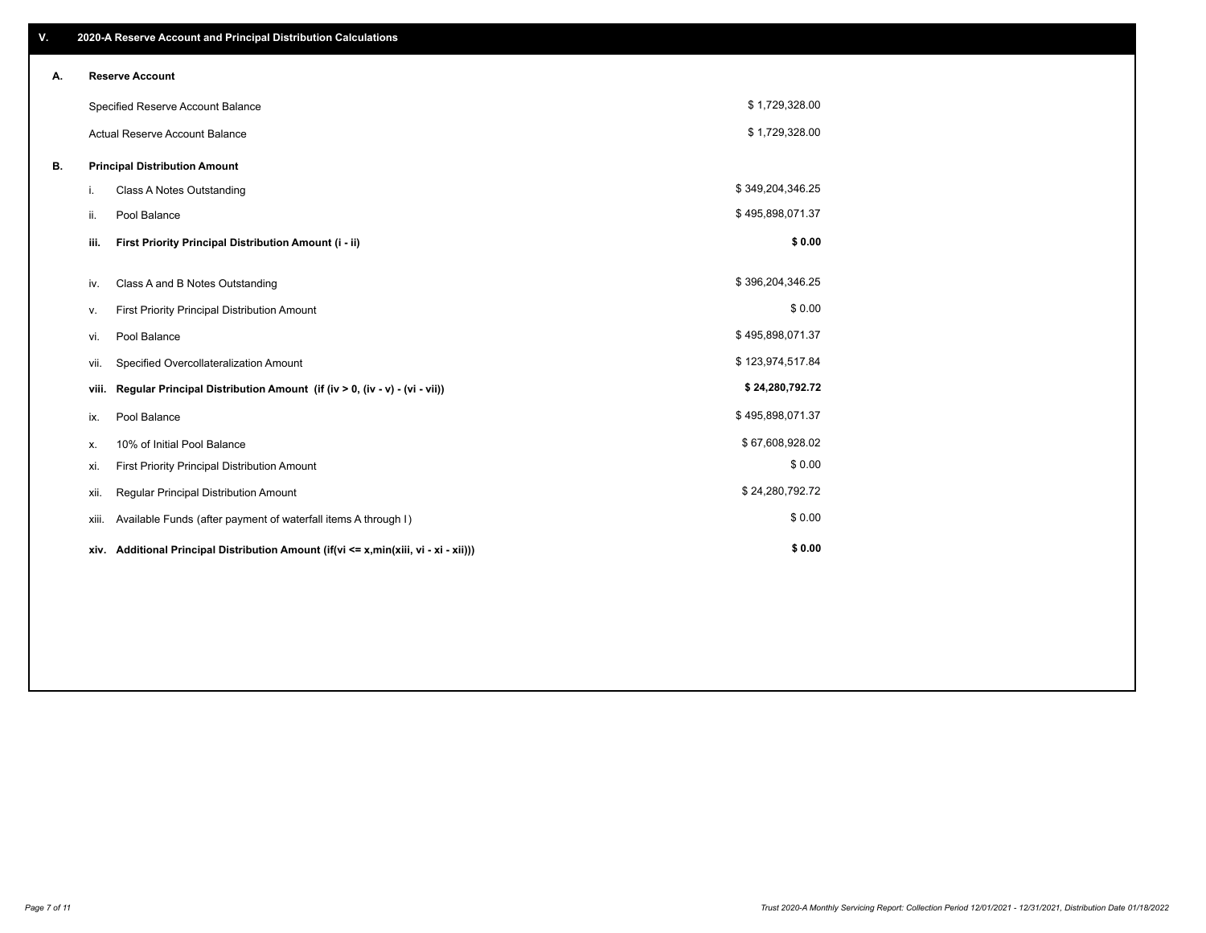## V. 2020-A Reserve Account and Principal Distribution Calculations

### A. Reserve Account

| | |
|---|---|
| Specified Reserve Account Balance | $ 1,729,328.00 |
| Actual Reserve Account Balance | $ 1,729,328.00 |

### B. Principal Distribution Amount

| | | |
|---|---|---|
| i. | Class A Notes Outstanding | $ 349,204,346.25 |
| ii. | Pool Balance | $ 495,898,071.37 |
| **iii.** | **First Priority Principal Distribution Amount (i - ii)** | **$ 0.00** |
| iv. | Class A and B Notes Outstanding | $ 396,204,346.25 |
| v. | First Priority Principal Distribution Amount | $ 0.00 |
| vi. | Pool Balance | $ 495,898,071.37 |
| vii. | Specified Overcollateralization Amount | $ 123,974,517.84 |
| **viii.** | **Regular Principal Distribution Amount (if (iv > 0, (iv - v) - (vi - vii))** | **$ 24,280,792.72** |
| ix. | Pool Balance | $ 495,898,071.37 |
| x. | 10% of Initial Pool Balance | $ 67,608,928.02 |
| xi. | First Priority Principal Distribution Amount | $ 0.00 |
| xii. | Regular Principal Distribution Amount | $ 24,280,792.72 |
| xiii. | Available Funds (after payment of waterfall items A through I) | $ 0.00 |
| **xiv.** | **Additional Principal Distribution Amount (if(vi <= x,min(xiii, vi - xi - xii)))** | **$ 0.00** |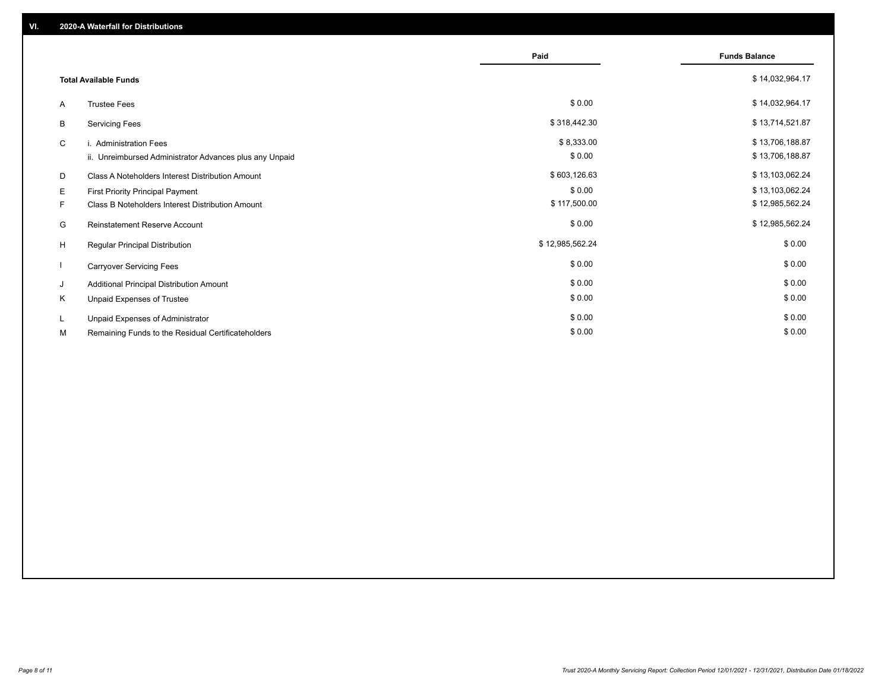## VI. 2020-A Waterfall for Distributions

| | | Paid | Funds Balance |
|---|---|---|---|
| | **Total Available Funds** | | $ 14,032,964.17 |
| A | Trustee Fees | $ 0.00 | $ 14,032,964.17 |
| B | Servicing Fees | $ 318,442.30 | $ 13,714,521.87 |
| C | i. Administration Fees | $ 8,333.00 | $ 13,706,188.87 |
| | ii. Unreimbursed Administrator Advances plus any Unpaid | $ 0.00 | $ 13,706,188.87 |
| D | Class A Noteholders Interest Distribution Amount | $ 603,126.63 | $ 13,103,062.24 |
| E | First Priority Principal Payment | $ 0.00 | $ 13,103,062.24 |
| F | Class B Noteholders Interest Distribution Amount | $ 117,500.00 | $ 12,985,562.24 |
| G | Reinstatement Reserve Account | $ 0.00 | $ 12,985,562.24 |
| H | Regular Principal Distribution | $ 12,985,562.24 | $ 0.00 |
| I | Carryover Servicing Fees | $ 0.00 | $ 0.00 |
| J | Additional Principal Distribution Amount | $ 0.00 | $ 0.00 |
| K | Unpaid Expenses of Trustee | $ 0.00 | $ 0.00 |
| L | Unpaid Expenses of Administrator | $ 0.00 | $ 0.00 |
| M | Remaining Funds to the Residual Certificateholders | $ 0.00 | $ 0.00 |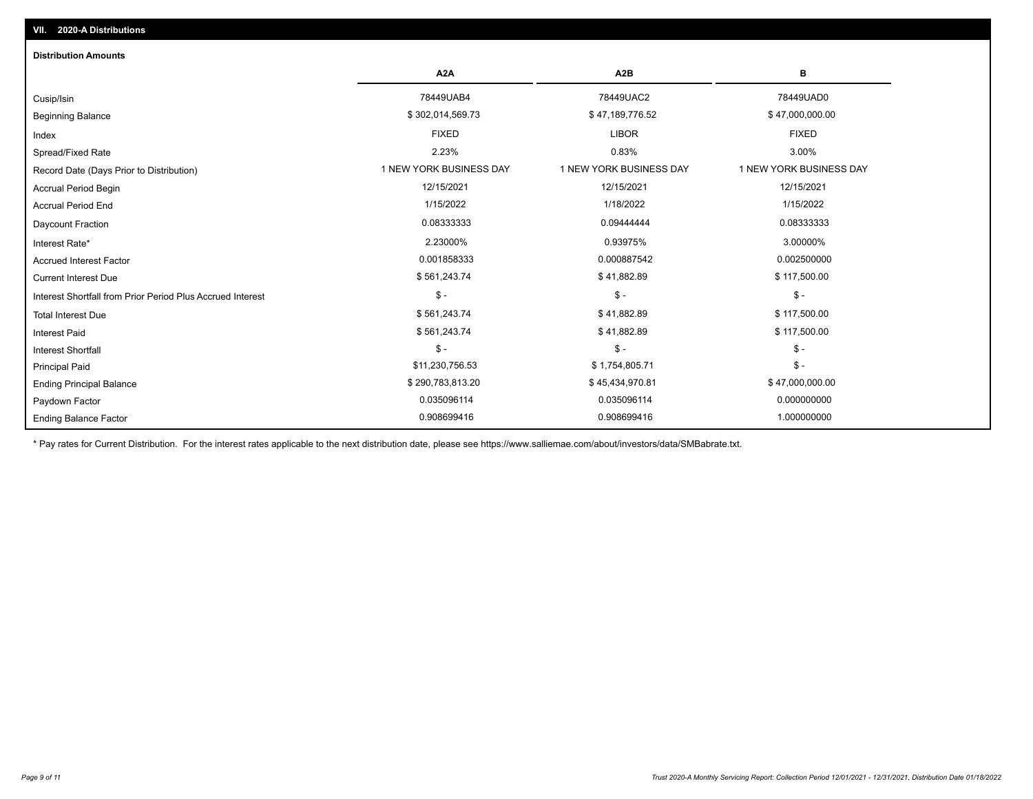## VII. 2020-A Distributions

### Distribution Amounts

| | A2A | A2B | B |
|---|---|---|---|
| Cusip/Isin | 78449UAB4 | 78449UAC2 | 78449UAD0 |
| Beginning Balance | $ 302,014,569.73 | $ 47,189,776.52 | $ 47,000,000.00 |
| Index | FIXED | LIBOR | FIXED |
| Spread/Fixed Rate | 2.23% | 0.83% | 3.00% |
| Record Date (Days Prior to Distribution) | 1 NEW YORK BUSINESS DAY | 1 NEW YORK BUSINESS DAY | 1 NEW YORK BUSINESS DAY |
| Accrual Period Begin | 12/15/2021 | 12/15/2021 | 12/15/2021 |
| Accrual Period End | 1/15/2022 | 1/18/2022 | 1/15/2022 |
| Daycount Fraction | 0.08333333 | 0.09444444 | 0.08333333 |
| Interest Rate* | 2.23000% | 0.93975% | 3.00000% |
| Accrued Interest Factor | 0.001858333 | 0.000887542 | 0.002500000 |
| Current Interest Due | $ 561,243.74 | $ 41,882.89 | $ 117,500.00 |
| Interest Shortfall from Prior Period Plus Accrued Interest | $ - | $ - | $ - |
| Total Interest Due | $ 561,243.74 | $ 41,882.89 | $ 117,500.00 |
| Interest Paid | $ 561,243.74 | $ 41,882.89 | $ 117,500.00 |
| Interest Shortfall | $ - | $ - | $ - |
| Principal Paid | $11,230,756.53 | $ 1,754,805.71 | $ - |
| Ending Principal Balance | $ 290,783,813.20 | $ 45,434,970.81 | $ 47,000,000.00 |
| Paydown Factor | 0.035096114 | 0.035096114 | 0.000000000 |
| Ending Balance Factor | 0.908699416 | 0.908699416 | 1.000000000 |

* Pay rates for Current Distribution. For the interest rates applicable to the next distribution date, please see https://www.salliemae.com/about/investors/data/SMBabrate.txt.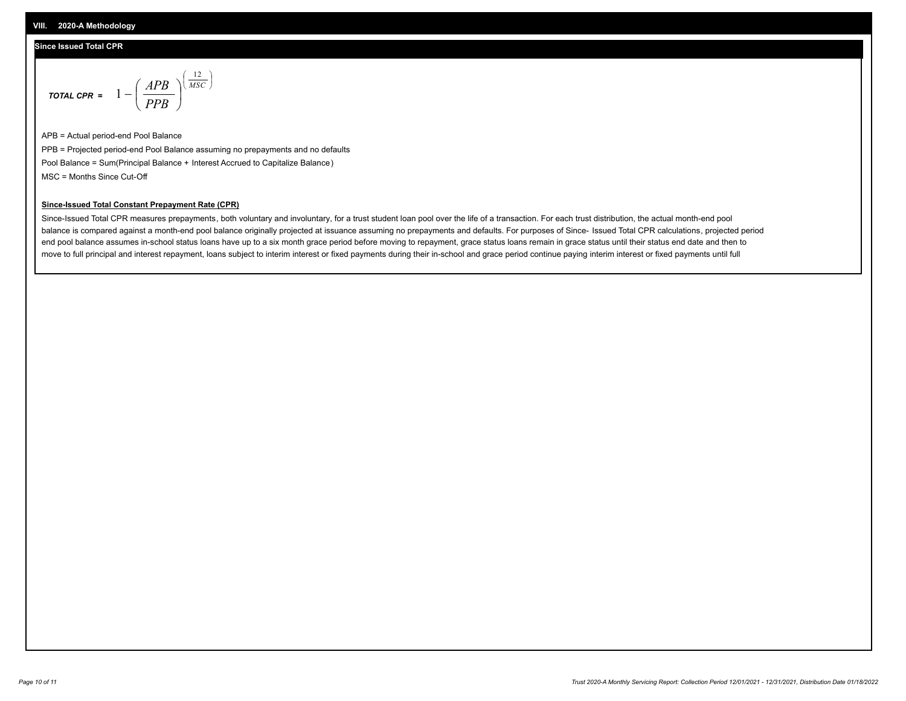## VIII. 2020-A Methodology

### Since Issued Total CPR

$$\textit{TOTAL CPR} = 1 - \left( \frac{APB}{PPB} \right)^{\left( \frac{12}{MSC} \right)}$$

APB = Actual period-end Pool Balance

PPB = Projected period-end Pool Balance assuming no prepayments and no defaults

Pool Balance = Sum(Principal Balance + Interest Accrued to Capitalize Balance)

MSC = Months Since Cut-Off

**Since-Issued Total Constant Prepayment Rate (CPR)**

Since-Issued Total CPR measures prepayments, both voluntary and involuntary, for a trust student loan pool over the life of a transaction. For each trust distribution, the actual month-end pool balance is compared against a month-end pool balance originally projected at issuance assuming no prepayments and defaults. For purposes of Since- Issued Total CPR calculations, projected period end pool balance assumes in-school status loans have up to a six month grace period before moving to repayment, grace status loans remain in grace status until their status end date and then to move to full principal and interest repayment, loans subject to interim interest or fixed payments during their in-school and grace period continue paying interim interest or fixed payments until full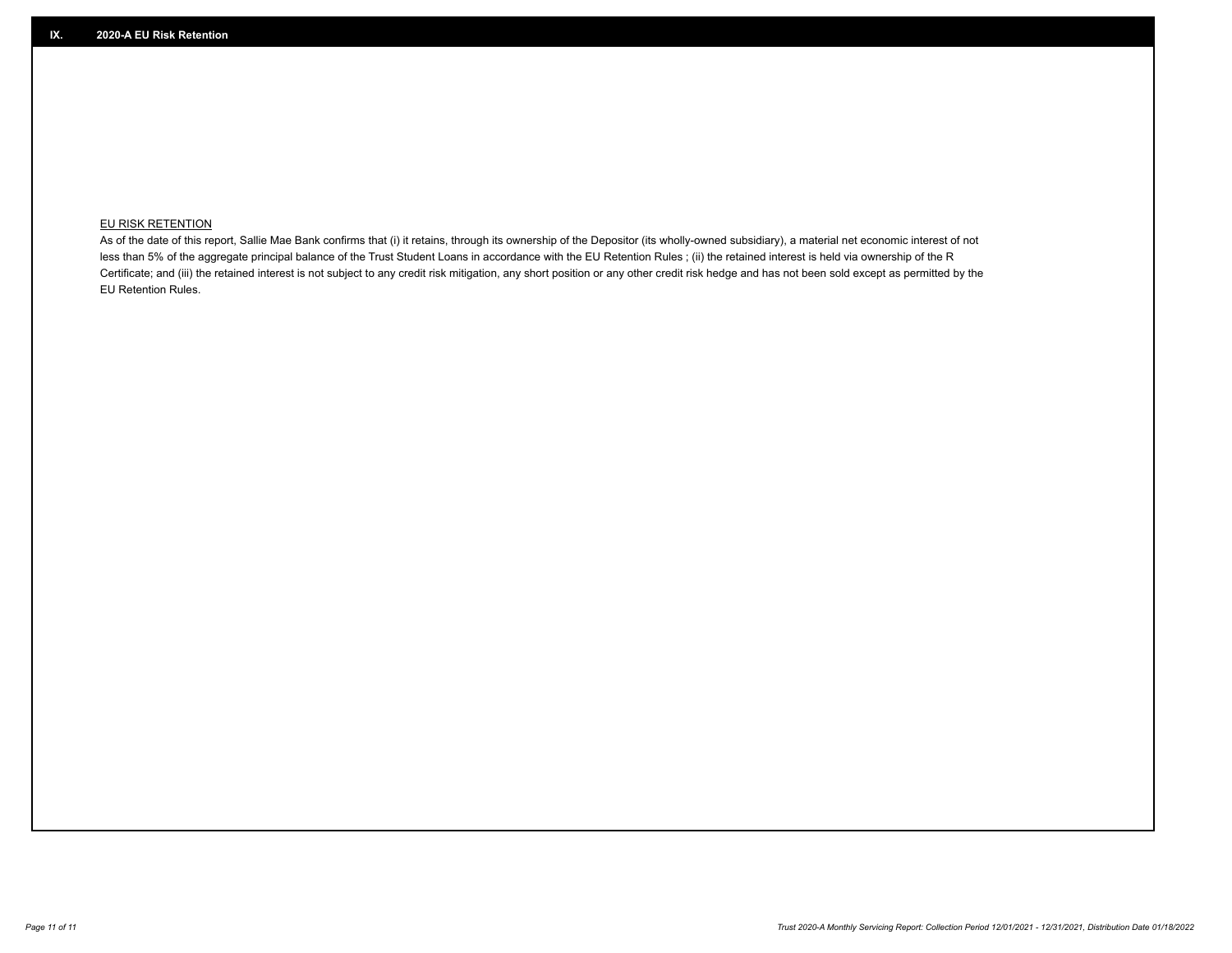## IX. 2020-A EU Risk Retention

EU RISK RETENTION

As of the date of this report, Sallie Mae Bank confirms that (i) it retains, through its ownership of the Depositor (its wholly-owned subsidiary), a material net economic interest of not less than 5% of the aggregate principal balance of the Trust Student Loans in accordance with the EU Retention Rules ; (ii) the retained interest is held via ownership of the R Certificate; and (iii) the retained interest is not subject to any credit risk mitigation, any short position or any other credit risk hedge and has not been sold except as permitted by the EU Retention Rules.